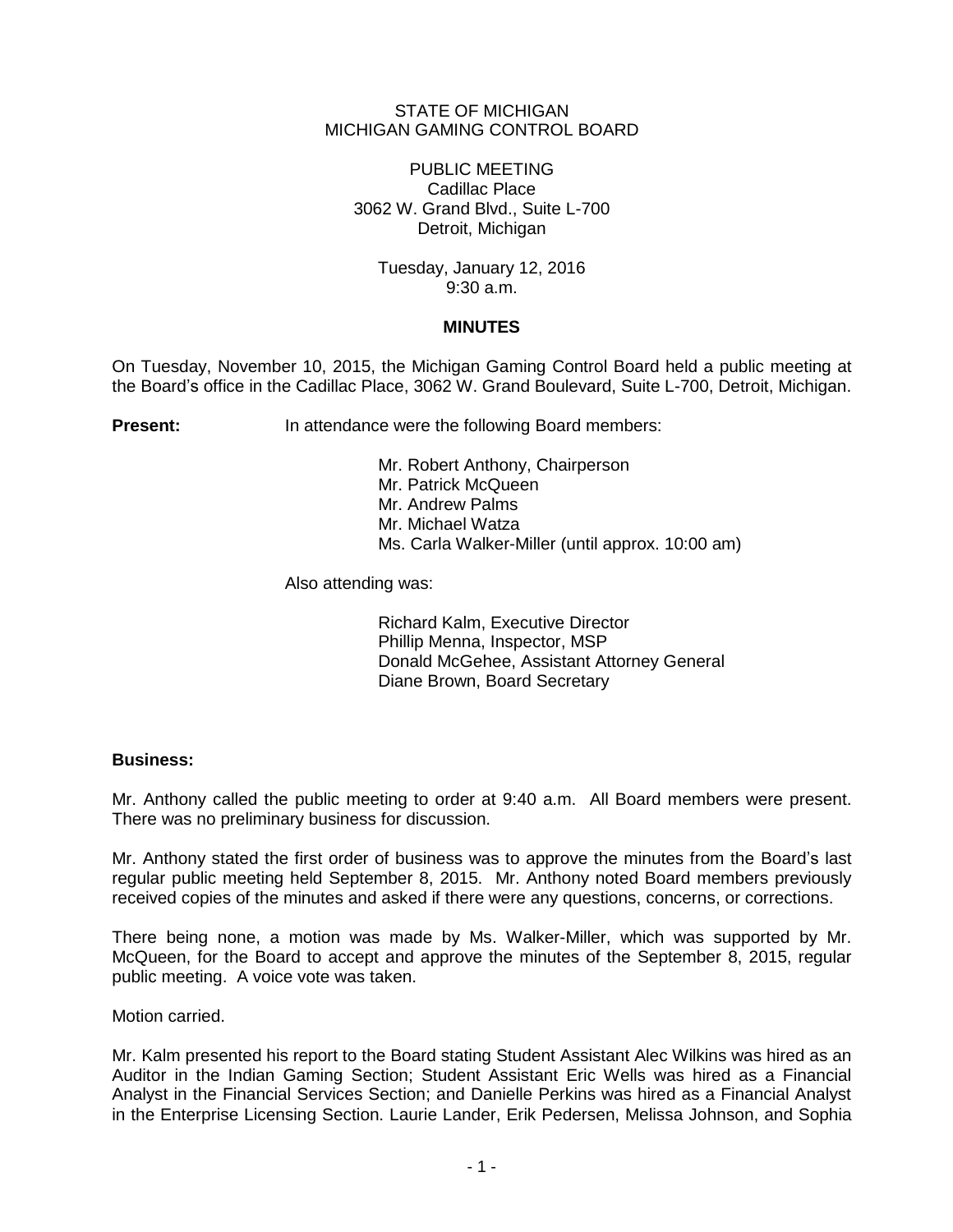STATE OF MICHIGAN
MICHIGAN GAMING CONTROL BOARD

PUBLIC MEETING
Cadillac Place
3062 W. Grand Blvd., Suite L-700
Detroit, Michigan

Tuesday, January 12, 2016
9:30 a.m.

**MINUTES**

On Tuesday, November 10, 2015, the Michigan Gaming Control Board held a public meeting at the Board's office in the Cadillac Place, 3062 W. Grand Boulevard, Suite L-700, Detroit, Michigan.

**Present:** In attendance were the following Board members:

Mr. Robert Anthony, Chairperson
Mr. Patrick McQueen
Mr. Andrew Palms
Mr. Michael Watza
Ms. Carla Walker-Miller (until approx. 10:00 am)

Also attending was:

Richard Kalm, Executive Director
Phillip Menna, Inspector, MSP
Donald McGehee, Assistant Attorney General
Diane Brown, Board Secretary

**Business:**

Mr. Anthony called the public meeting to order at 9:40 a.m. All Board members were present. There was no preliminary business for discussion.

Mr. Anthony stated the first order of business was to approve the minutes from the Board's last regular public meeting held September 8, 2015. Mr. Anthony noted Board members previously received copies of the minutes and asked if there were any questions, concerns, or corrections.

There being none, a motion was made by Ms. Walker-Miller, which was supported by Mr. McQueen, for the Board to accept and approve the minutes of the September 8, 2015, regular public meeting. A voice vote was taken.

Motion carried.

Mr. Kalm presented his report to the Board stating Student Assistant Alec Wilkins was hired as an Auditor in the Indian Gaming Section; Student Assistant Eric Wells was hired as a Financial Analyst in the Financial Services Section; and Danielle Perkins was hired as a Financial Analyst in the Enterprise Licensing Section. Laurie Lander, Erik Pedersen, Melissa Johnson, and Sophia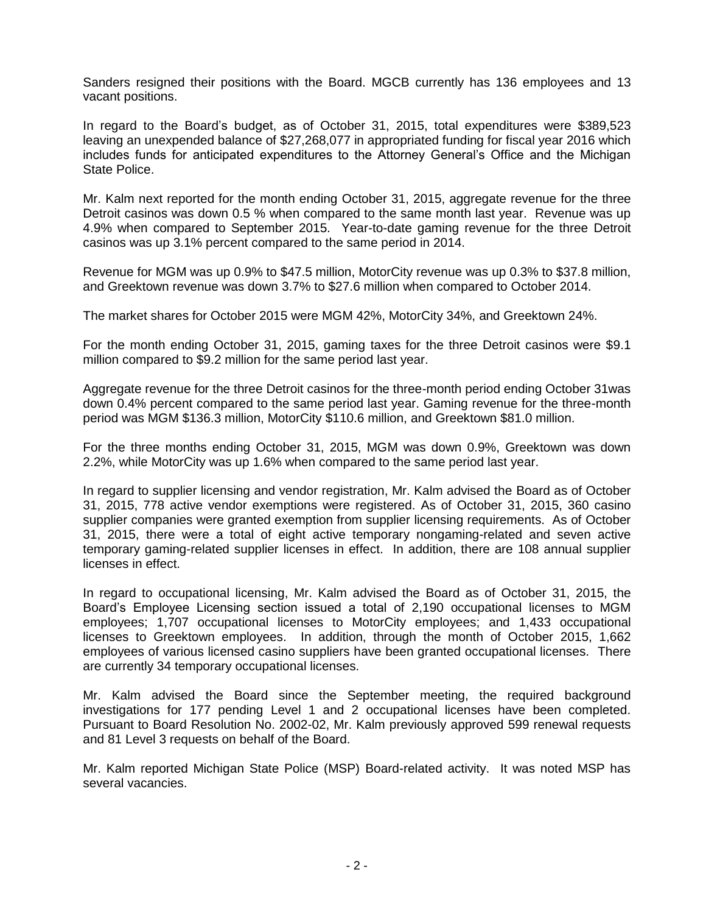Sanders resigned their positions with the Board. MGCB currently has 136 employees and 13 vacant positions.

In regard to the Board's budget, as of October 31, 2015, total expenditures were $389,523 leaving an unexpended balance of $27,268,077 in appropriated funding for fiscal year 2016 which includes funds for anticipated expenditures to the Attorney General's Office and the Michigan State Police.

Mr. Kalm next reported for the month ending October 31, 2015, aggregate revenue for the three Detroit casinos was down 0.5 % when compared to the same month last year. Revenue was up 4.9% when compared to September 2015. Year-to-date gaming revenue for the three Detroit casinos was up 3.1% percent compared to the same period in 2014.

Revenue for MGM was up 0.9% to $47.5 million, MotorCity revenue was up 0.3% to $37.8 million, and Greektown revenue was down 3.7% to $27.6 million when compared to October 2014.

The market shares for October 2015 were MGM 42%, MotorCity 34%, and Greektown 24%.

For the month ending October 31, 2015, gaming taxes for the three Detroit casinos were $9.1 million compared to $9.2 million for the same period last year.

Aggregate revenue for the three Detroit casinos for the three-month period ending October 31was down 0.4% percent compared to the same period last year. Gaming revenue for the three-month period was MGM $136.3 million, MotorCity $110.6 million, and Greektown $81.0 million.

For the three months ending October 31, 2015, MGM was down 0.9%, Greektown was down 2.2%, while MotorCity was up 1.6% when compared to the same period last year.

In regard to supplier licensing and vendor registration, Mr. Kalm advised the Board as of October 31, 2015, 778 active vendor exemptions were registered. As of October 31, 2015, 360 casino supplier companies were granted exemption from supplier licensing requirements. As of October 31, 2015, there were a total of eight active temporary nongaming-related and seven active temporary gaming-related supplier licenses in effect. In addition, there are 108 annual supplier licenses in effect.

In regard to occupational licensing, Mr. Kalm advised the Board as of October 31, 2015, the Board's Employee Licensing section issued a total of 2,190 occupational licenses to MGM employees; 1,707 occupational licenses to MotorCity employees; and 1,433 occupational licenses to Greektown employees. In addition, through the month of October 2015, 1,662 employees of various licensed casino suppliers have been granted occupational licenses. There are currently 34 temporary occupational licenses.

Mr. Kalm advised the Board since the September meeting, the required background investigations for 177 pending Level 1 and 2 occupational licenses have been completed. Pursuant to Board Resolution No. 2002-02, Mr. Kalm previously approved 599 renewal requests and 81 Level 3 requests on behalf of the Board.

Mr. Kalm reported Michigan State Police (MSP) Board-related activity. It was noted MSP has several vacancies.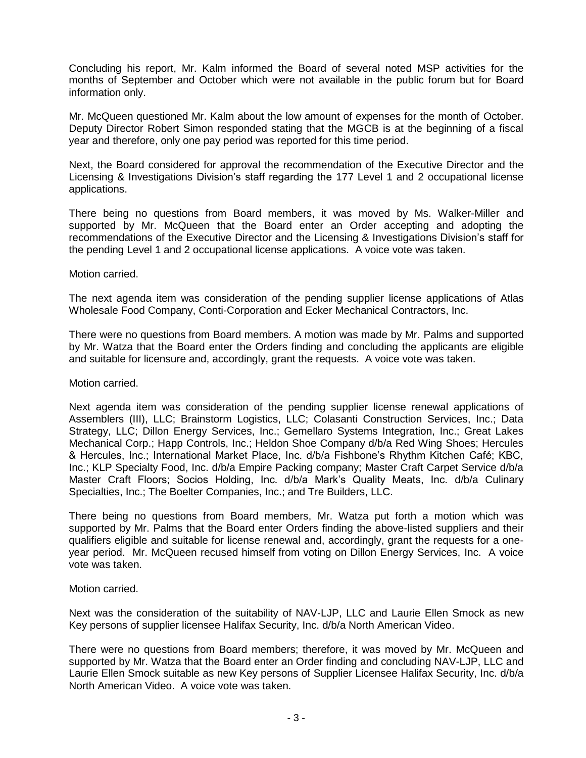Concluding his report, Mr. Kalm informed the Board of several noted MSP activities for the months of September and October which were not available in the public forum but for Board information only.

Mr. McQueen questioned Mr. Kalm about the low amount of expenses for the month of October. Deputy Director Robert Simon responded stating that the MGCB is at the beginning of a fiscal year and therefore, only one pay period was reported for this time period.

Next, the Board considered for approval the recommendation of the Executive Director and the Licensing & Investigations Division's staff regarding the 177 Level 1 and 2 occupational license applications.

There being no questions from Board members, it was moved by Ms. Walker-Miller and supported by Mr. McQueen that the Board enter an Order accepting and adopting the recommendations of the Executive Director and the Licensing & Investigations Division's staff for the pending Level 1 and 2 occupational license applications. A voice vote was taken.

Motion carried.

The next agenda item was consideration of the pending supplier license applications of Atlas Wholesale Food Company, Conti-Corporation and Ecker Mechanical Contractors, Inc.

There were no questions from Board members. A motion was made by Mr. Palms and supported by Mr. Watza that the Board enter the Orders finding and concluding the applicants are eligible and suitable for licensure and, accordingly, grant the requests. A voice vote was taken.

Motion carried.

Next agenda item was consideration of the pending supplier license renewal applications of Assemblers (III), LLC; Brainstorm Logistics, LLC; Colasanti Construction Services, Inc.; Data Strategy, LLC; Dillon Energy Services, Inc.; Gemellaro Systems Integration, Inc.; Great Lakes Mechanical Corp.; Happ Controls, Inc.; Heldon Shoe Company d/b/a Red Wing Shoes; Hercules & Hercules, Inc.; International Market Place, Inc. d/b/a Fishbone's Rhythm Kitchen Café; KBC, Inc.; KLP Specialty Food, Inc. d/b/a Empire Packing company; Master Craft Carpet Service d/b/a Master Craft Floors; Socios Holding, Inc. d/b/a Mark's Quality Meats, Inc. d/b/a Culinary Specialties, Inc.; The Boelter Companies, Inc.; and Tre Builders, LLC.

There being no questions from Board members, Mr. Watza put forth a motion which was supported by Mr. Palms that the Board enter Orders finding the above-listed suppliers and their qualifiers eligible and suitable for license renewal and, accordingly, grant the requests for a one-year period. Mr. McQueen recused himself from voting on Dillon Energy Services, Inc. A voice vote was taken.

Motion carried.

Next was the consideration of the suitability of NAV-LJP, LLC and Laurie Ellen Smock as new Key persons of supplier licensee Halifax Security, Inc. d/b/a North American Video.

There were no questions from Board members; therefore, it was moved by Mr. McQueen and supported by Mr. Watza that the Board enter an Order finding and concluding NAV-LJP, LLC and Laurie Ellen Smock suitable as new Key persons of Supplier Licensee Halifax Security, Inc. d/b/a North American Video. A voice vote was taken.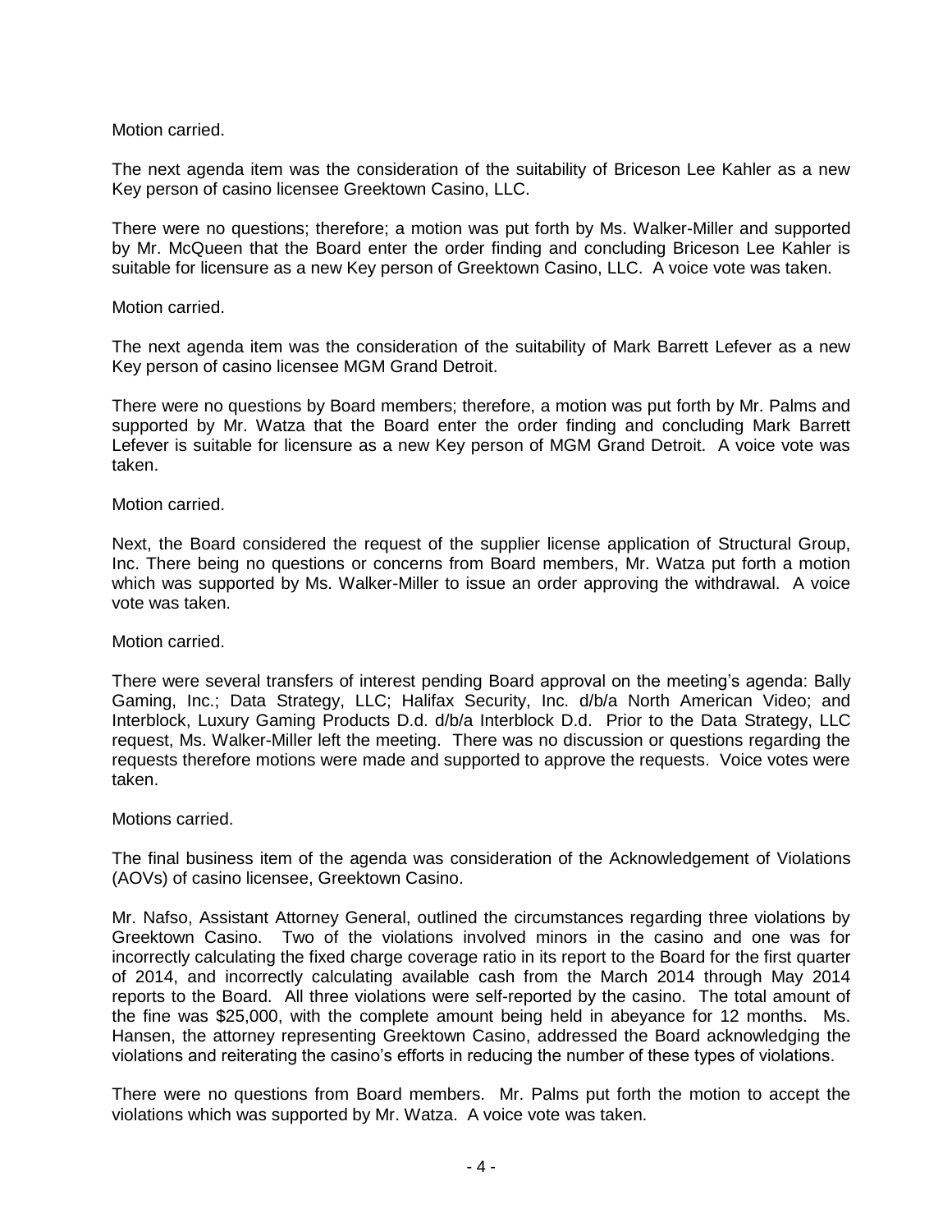Motion carried.

The next agenda item was the consideration of the suitability of Briceson Lee Kahler as a new Key person of casino licensee Greektown Casino, LLC.

There were no questions; therefore; a motion was put forth by Ms. Walker-Miller and supported by Mr. McQueen that the Board enter the order finding and concluding Briceson Lee Kahler is suitable for licensure as a new Key person of Greektown Casino, LLC. A voice vote was taken.

Motion carried.

The next agenda item was the consideration of the suitability of Mark Barrett Lefever as a new Key person of casino licensee MGM Grand Detroit.

There were no questions by Board members; therefore, a motion was put forth by Mr. Palms and supported by Mr. Watza that the Board enter the order finding and concluding Mark Barrett Lefever is suitable for licensure as a new Key person of MGM Grand Detroit. A voice vote was taken.

Motion carried.

Next, the Board considered the request of the supplier license application of Structural Group, Inc. There being no questions or concerns from Board members, Mr. Watza put forth a motion which was supported by Ms. Walker-Miller to issue an order approving the withdrawal. A voice vote was taken.

Motion carried.

There were several transfers of interest pending Board approval on the meeting's agenda: Bally Gaming, Inc.; Data Strategy, LLC; Halifax Security, Inc. d/b/a North American Video; and Interblock, Luxury Gaming Products D.d. d/b/a Interblock D.d. Prior to the Data Strategy, LLC request, Ms. Walker-Miller left the meeting. There was no discussion or questions regarding the requests therefore motions were made and supported to approve the requests. Voice votes were taken.

Motions carried.

The final business item of the agenda was consideration of the Acknowledgement of Violations (AOVs) of casino licensee, Greektown Casino.

Mr. Nafso, Assistant Attorney General, outlined the circumstances regarding three violations by Greektown Casino. Two of the violations involved minors in the casino and one was for incorrectly calculating the fixed charge coverage ratio in its report to the Board for the first quarter of 2014, and incorrectly calculating available cash from the March 2014 through May 2014 reports to the Board. All three violations were self-reported by the casino. The total amount of the fine was $25,000, with the complete amount being held in abeyance for 12 months. Ms. Hansen, the attorney representing Greektown Casino, addressed the Board acknowledging the violations and reiterating the casino's efforts in reducing the number of these types of violations.

There were no questions from Board members. Mr. Palms put forth the motion to accept the violations which was supported by Mr. Watza. A voice vote was taken.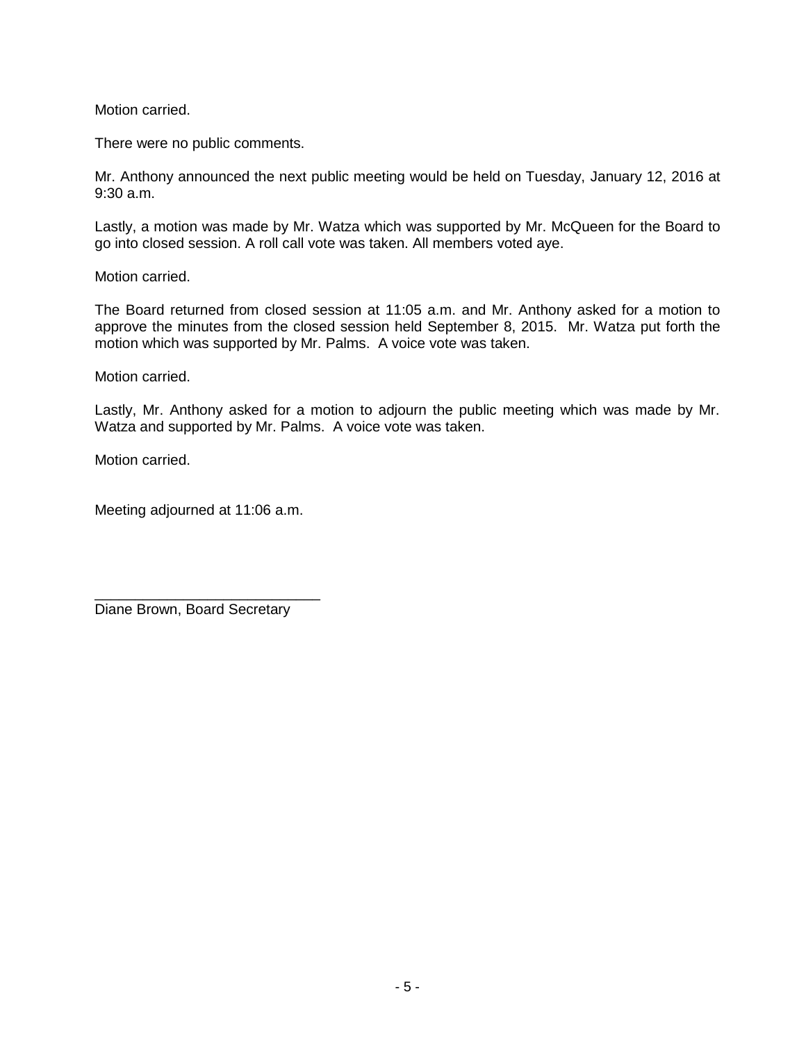Motion carried.

There were no public comments.

Mr. Anthony announced the next public meeting would be held on Tuesday, January 12, 2016 at 9:30 a.m.

Lastly, a motion was made by Mr. Watza which was supported by Mr. McQueen for the Board to go into closed session. A roll call vote was taken. All members voted aye.

Motion carried.

The Board returned from closed session at 11:05 a.m. and Mr. Anthony asked for a motion to approve the minutes from the closed session held September 8, 2015. Mr. Watza put forth the motion which was supported by Mr. Palms. A voice vote was taken.

Motion carried.

Lastly, Mr. Anthony asked for a motion to adjourn the public meeting which was made by Mr. Watza and supported by Mr. Palms. A voice vote was taken.

Motion carried.

Meeting adjourned at 11:06 a.m.

____________________________
Diane Brown, Board Secretary